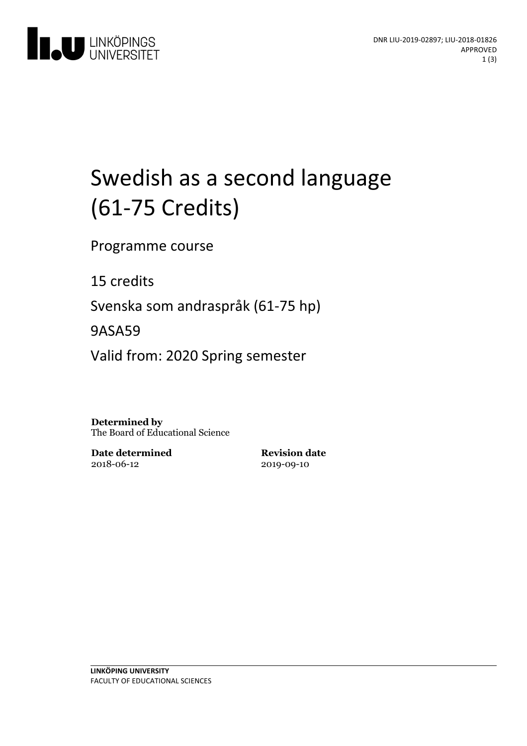DNR LIU-2019-02897; LIU-2018-01826
APPROVED

# Swedish as a second language (61-75 Credits)

Programme course

15 credits

Svenska som andraspråk (61-75 hp)

9ASA59

Valid from: 2020 Spring semester

**Determined by**
The Board of Educational Science

**Date determined**
2018-06-12

**Revision date**
2019-09-10

**LINKÖPING UNIVERSITY**
FACULTY OF EDUCATIONAL SCIENCES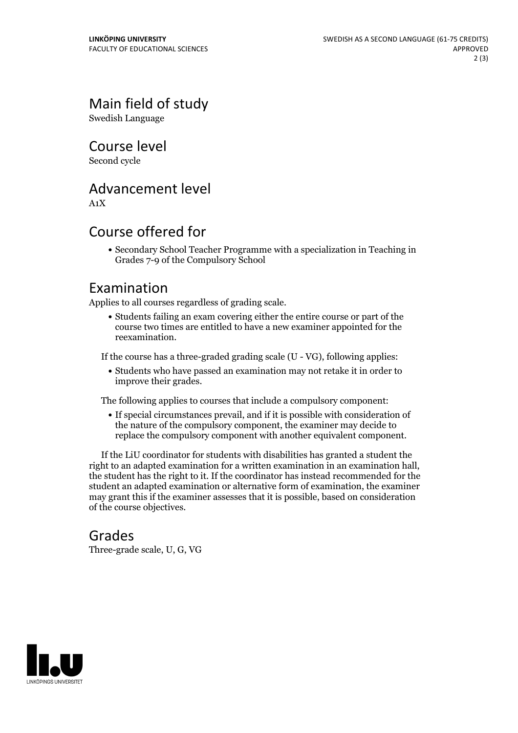## Main field of study

Swedish Language

## Course level

Second cycle

## Advancement level

A1X

## Course offered for

- Secondary School Teacher Programme with a specialization in Teaching in Grades 7-9 of the Compulsory School

## Examination

Applies to all courses regardless of grading scale.

- Students failing an exam covering either the entire course or part of the course two times are entitled to have a new examiner appointed for the reexamination.

If the course has a three-graded grading scale (U - VG), following applies:

- Students who have passed an examination may not retake it in order to improve their grades.

The following applies to courses that include a compulsory component:

- If special circumstances prevail, and if it is possible with consideration of the nature of the compulsory component, the examiner may decide to replace the compulsory component with another equivalent component.

If the LiU coordinator for students with disabilities has granted a student the right to an adapted examination for a written examination in an examination hall, the student has the right to it. If the coordinator has instead recommended for the student an adapted examination or alternative form of examination, the examiner may grant this if the examiner assesses that it is possible, based on consideration of the course objectives.

## Grades

Three-grade scale, U, G, VG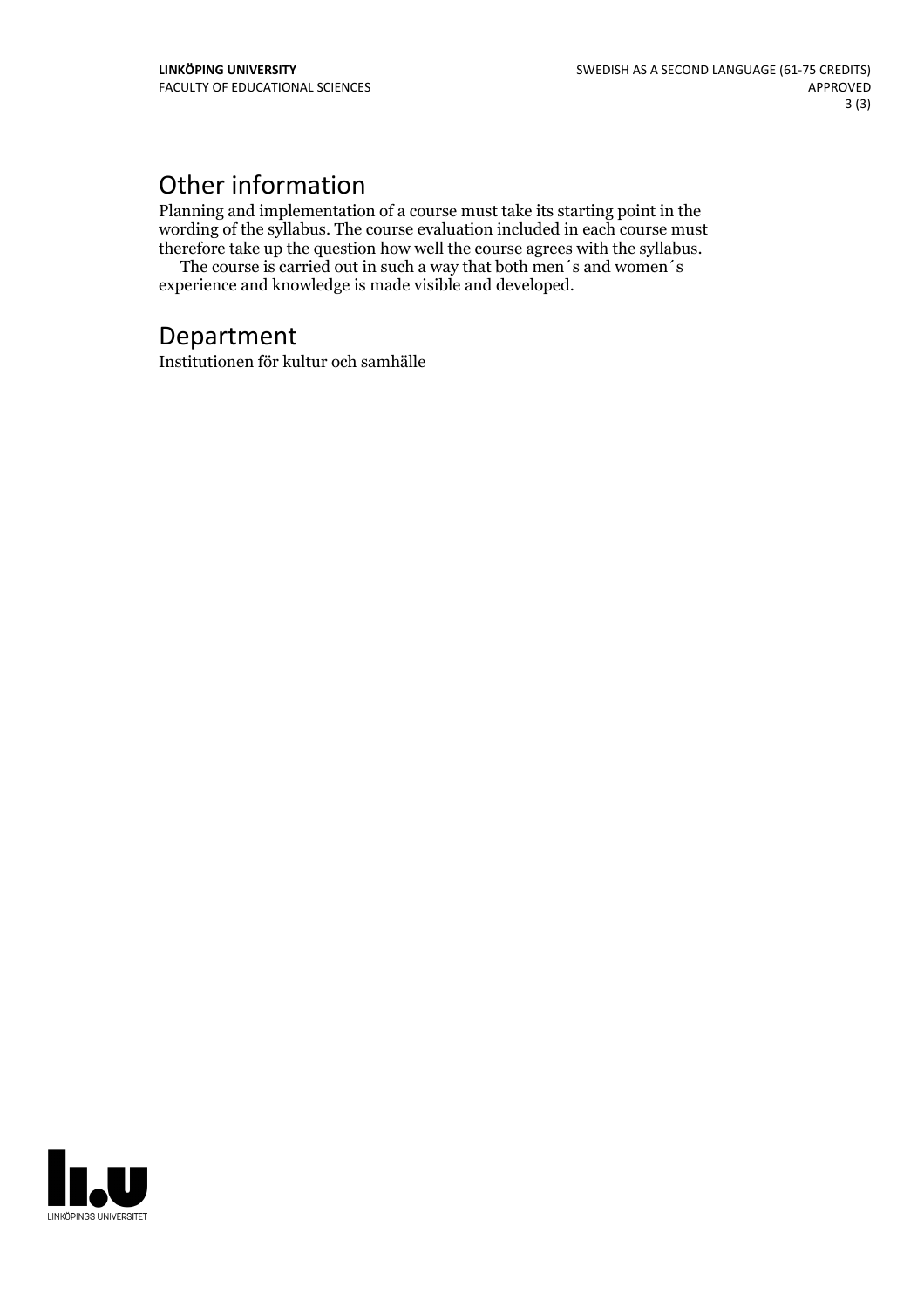## Other information

Planning and implementation of a course must take its starting point in the wording of the syllabus. The course evaluation included in each course must therefore take up the question how well the course agrees with the syllabus.

The course is carried out in such a way that both men´s and women´s experience and knowledge is made visible and developed.

## Department

Institutionen för kultur och samhälle